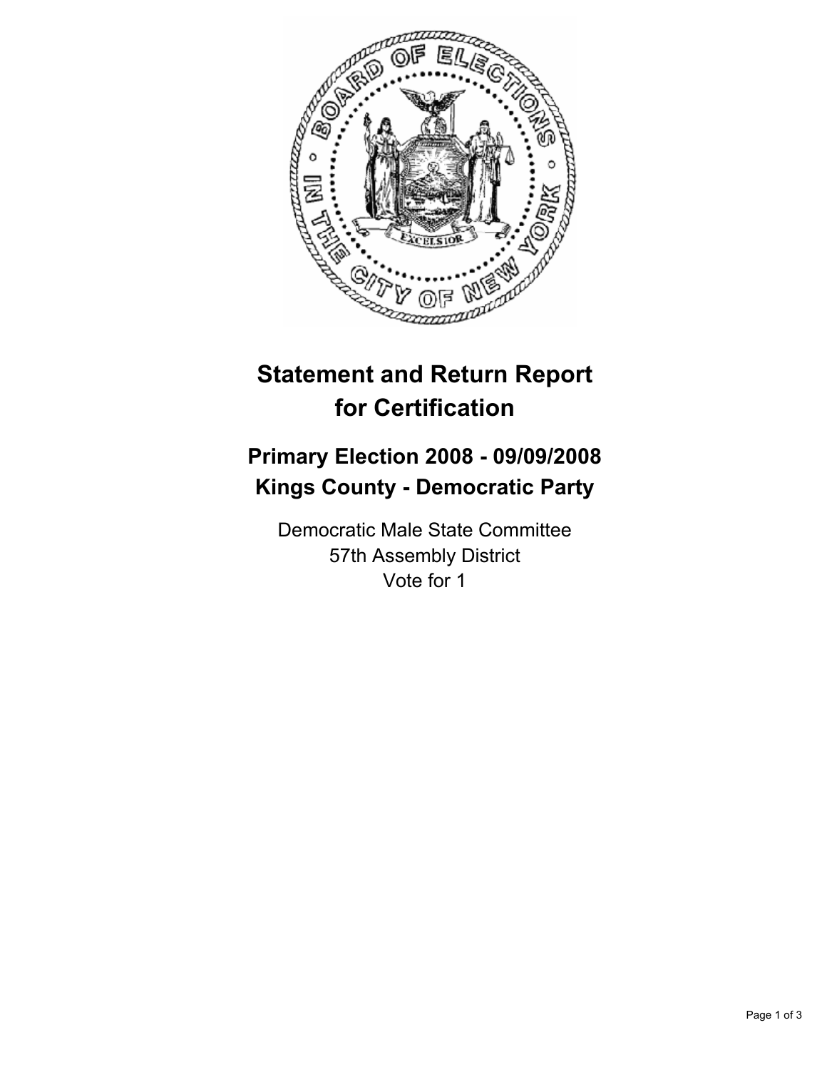# Statement and Return Report for Certification

## Primary Election 2008 - 09/09/2008
## Kings County - Democratic Party

Democratic Male State Committee
57th Assembly District
Vote for 1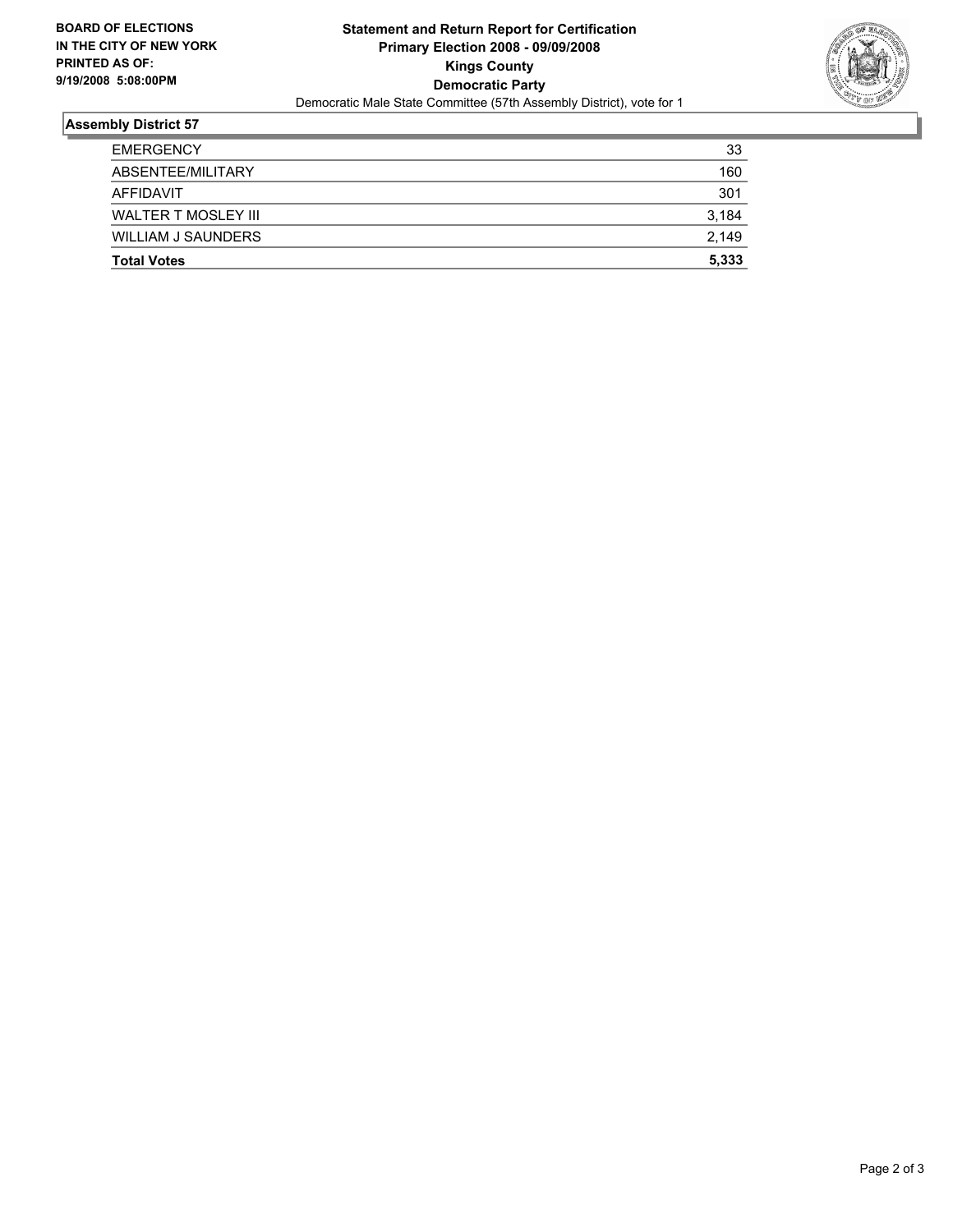**BOARD OF ELECTIONS IN THE CITY OF NEW YORK PRINTED AS OF: 9/19/2008 5:08:00PM**

# Statement and Return Report for Certification
## Primary Election 2008 - 09/09/2008
## Kings County
## Democratic Party

Democratic Male State Committee (57th Assembly District), vote for 1

### Assembly District 57

| | |
|---|---|
| EMERGENCY | 33 |
| ABSENTEE/MILITARY | 160 |
| AFFIDAVIT | 301 |
| WALTER T MOSLEY III | 3,184 |
| WILLIAM J SAUNDERS | 2,149 |
| **Total Votes** | **5,333** |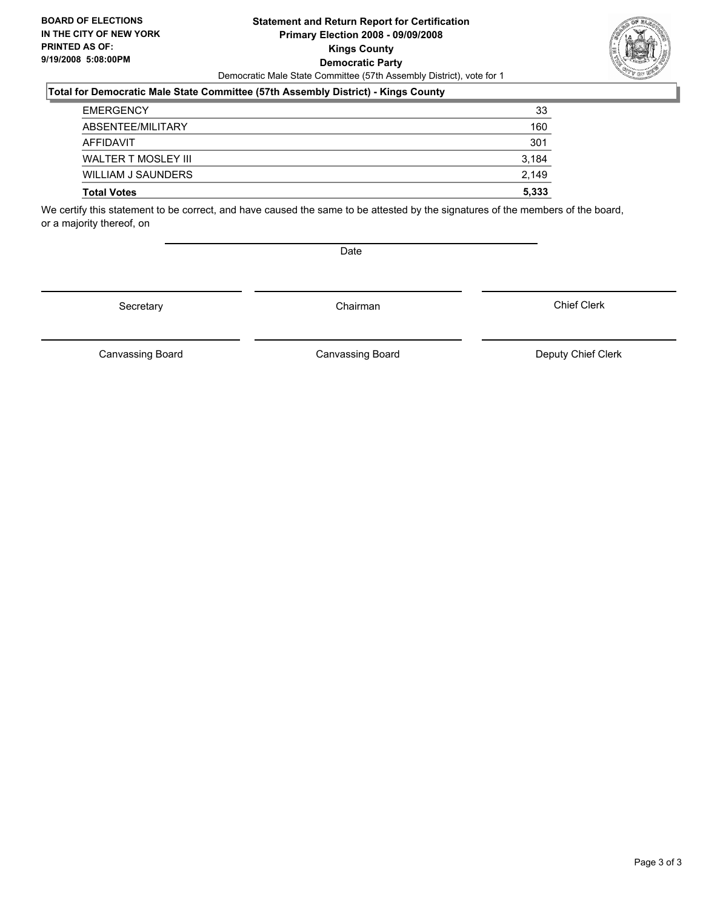**BOARD OF ELECTIONS IN THE CITY OF NEW YORK PRINTED AS OF: 9/19/2008 5:08:00PM**

**Statement and Return Report for Certification**
**Primary Election 2008 - 09/09/2008**
**Kings County**
**Democratic Party**
Democratic Male State Committee (57th Assembly District), vote for 1

**Total for Democratic Male State Committee (57th Assembly District) - Kings County**

| | |
|---|---|
| EMERGENCY | 33 |
| ABSENTEE/MILITARY | 160 |
| AFFIDAVIT | 301 |
| WALTER T MOSLEY III | 3,184 |
| WILLIAM J SAUNDERS | 2,149 |
| **Total Votes** | **5,333** |

We certify this statement to be correct, and have caused the same to be attested by the signatures of the members of the board, or a majority thereof, on

Date

Secretary

Chairman

Chief Clerk

Canvassing Board

Canvassing Board

Deputy Chief Clerk